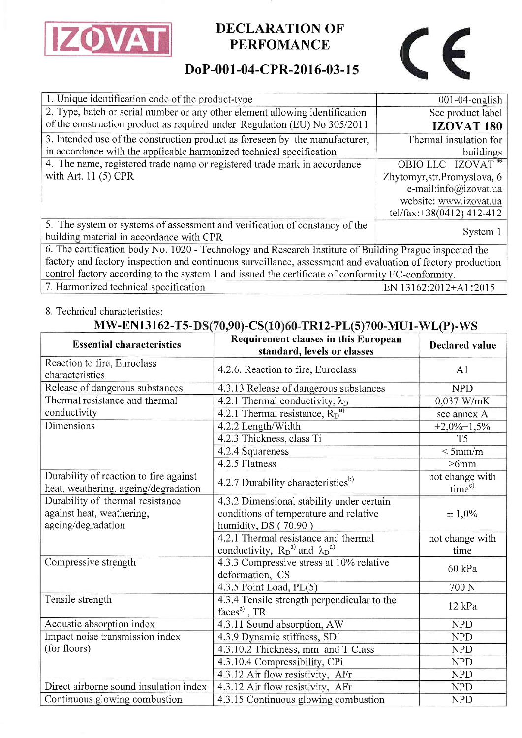IZOVAT

# DECLARATION OF PERFOMANCE

## DoP-001-04-CPR-2016-03-15

CE

| | |
|---|---|
| 1. Unique identification code of the product-type | 001-04-english |
| 2. Type, batch or serial number or any other element allowing identification of the construction product as required under Regulation (EU) No 305/2011 | See product label **IZOVAT 180** |
| 3. Intended use of the construction product as foreseen by the manufacturer, in accordance with the applicable harmonized technical specification | Thermal insulation for buildings |
| 4. The name, registered trade name or registered trade mark in accordance with Art. 11 (5) CPR | OBIO LLC IZOVAT ® Zhytomyr,str.Promyslova, 6 e-mail:info@izovat.ua website: www.izovat.ua tel/fax:+38(0412) 412-412 |
| 5. The system or systems of assessment and verification of constancy of the building material in accordance with CPR | System 1 |
| 6. The certification body No. 1020 - Technology and Research Institute of Building Prague inspected the factory and factory inspection and continuous surveillance, assessment and evaluation of factory production control factory according to the system 1 and issued the certificate of conformity EC-conformity. | |
| 7. Harmonized technical specification | EN 13162:2012+A1:2015 |

8. Technical characteristics:

**MW-EN13162-T5-DS(70,90)-CS(10)60-TR12-PL(5)700-MU1-WL(P)-WS**

| Essential characteristics | Requirement clauses in this European standard, levels or classes | Declared value |
|---|---|---|
| Reaction to fire, Euroclass characteristics | 4.2.6. Reaction to fire, Euroclass | A1 |
| Release of dangerous substances | 4.3.13 Release of dangerous substances | NPD |
| Thermal resistance and thermal conductivity | 4.2.1 Thermal conductivity, $\lambda_D$ | 0,037 W/mK |
| | 4.2.1 Thermal resistance, $R_D$[a)] | see annex A |
| Dimensions | 4.2.2 Length/Width | ±2,0%±1,5% |
| | 4.2.3 Thickness, class Ti | T5 |
| | 4.2.4 Squareness | < 5mm/m |
| | 4.2.5 Flatness | >6mm |
| Durability of reaction to fire against heat, weathering, ageing/degradation | 4.2.7 Durability characteristics[b)] | not change with time[c)] |
| Durability of thermal resistance against heat, weathering, ageing/degradation | 4.3.2 Dimensional stability under certain conditions of temperature and relative humidity, DS ( 70.90 ) | ± 1,0% |
| | 4.2.1 Thermal resistance and thermal conductivity, $R_D$[a)] and $\lambda_D$[d)] | not change with time |
| Compressive strength | 4.3.3 Compressive stress at 10% relative deformation, CS | 60 kPa |
| | 4.3.5 Point Load, PL(5) | 700 N |
| Tensile strength | 4.3.4 Tensile strength perpendicular to the faces[e)], TR | 12 kPa |
| Acoustic absorption index | 4.3.11 Sound absorption, AW | NPD |
| Impact noise transmission index (for floors) | 4.3.9 Dynamic stiffness, SDi | NPD |
| | 4.3.10.2 Thickness, mm and T Class | NPD |
| | 4.3.10.4 Compressibility, CPi | NPD |
| | 4.3.12 Air flow resistivity, AFr | NPD |
| Direct airborne sound insulation index | 4.3.12 Air flow resistivity, AFr | NPD |
| Continuous glowing combustion | 4.3.15 Continuous glowing combustion | NPD |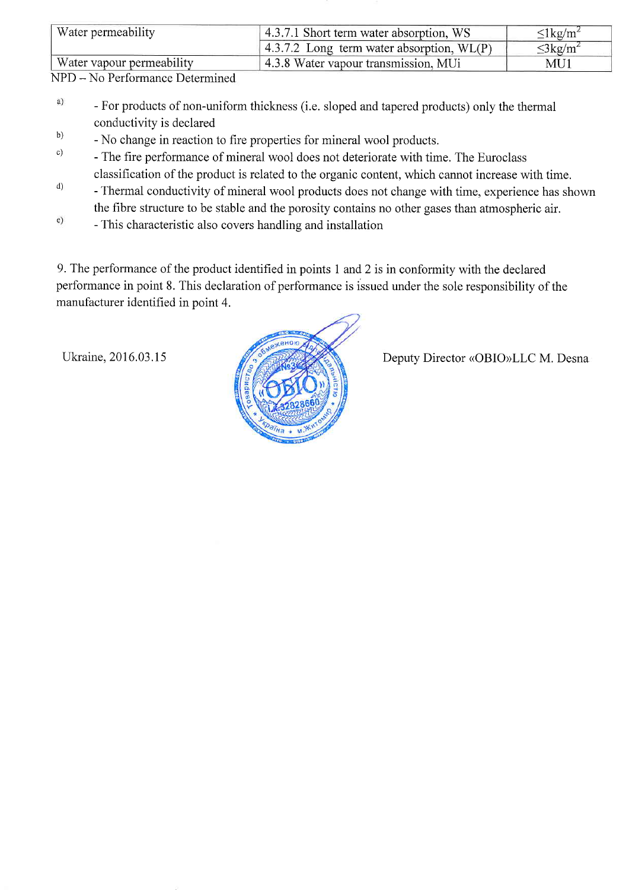| | | |
|---|---|---|
| Water permeability | 4.3.7.1 Short term water absorption, WS | ≤1kg/m$^2$ |
| | 4.3.7.2 Long term water absorption, WL(P) | ≤3kg/m$^2$ |
| Water vapour permeability | 4.3.8 Water vapour transmission, MUi | MU1 |

NPD – No Performance Determined

[a] - For products of non-uniform thickness (i.e. sloped and tapered products) only the thermal conductivity is declared

[b] - No change in reaction to fire properties for mineral wool products.

[c] - The fire performance of mineral wool does not deteriorate with time. The Euroclass classification of the product is related to the organic content, which cannot increase with time.

[d] - Thermal conductivity of mineral wool products does not change with time, experience has shown the fibre structure to be stable and the porosity contains no other gases than atmospheric air.

[e] - This characteristic also covers handling and installation

9. The performance of the product identified in points 1 and 2 is in conformity with the declared performance in point 8. This declaration of performance is issued under the sole responsibility of the manufacturer identified in point 4.

Ukraine, 2016.03.15

Deputy Director «OBIO»LLC M. Desna